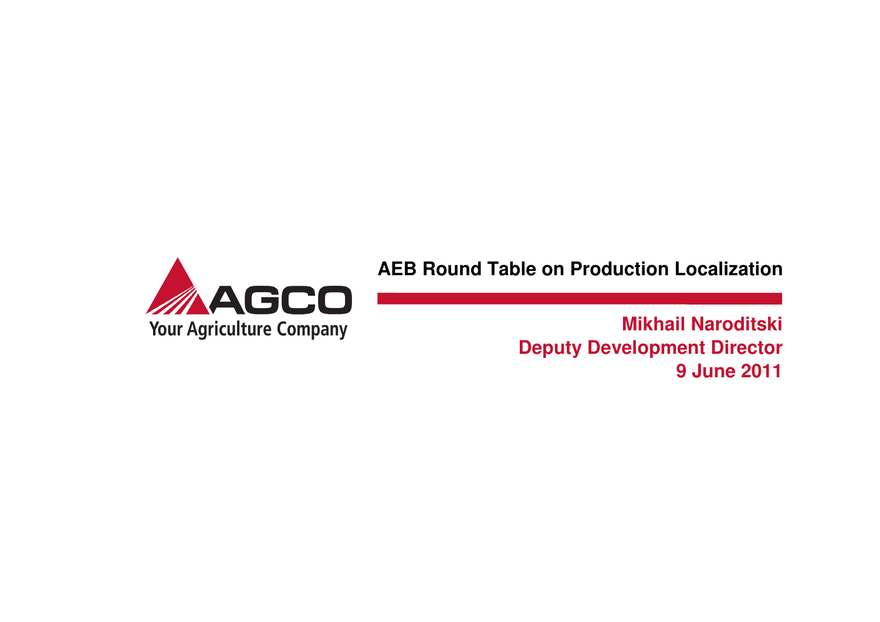AGCO

Your Agriculture Company

# AEB Round Table on Production Localization

**Mikhail Naroditski**
**Deputy Development Director**
**9 June 2011**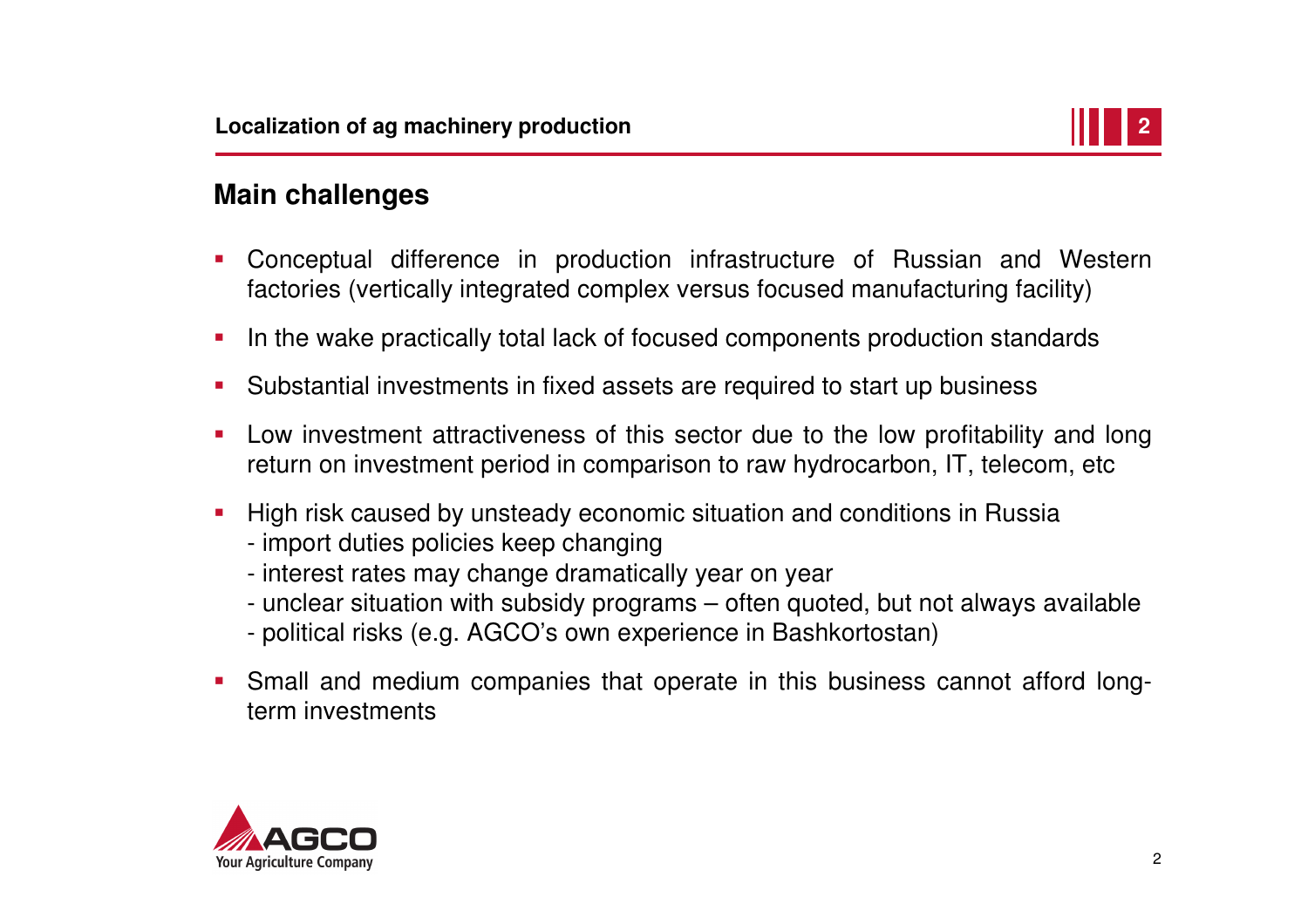## Main challenges

- Conceptual difference in production infrastructure of Russian and Western factories (vertically integrated complex versus focused manufacturing facility)
- In the wake practically total lack of focused components production standards
- Substantial investments in fixed assets are required to start up business
- Low investment attractiveness of this sector due to the low profitability and long return on investment period in comparison to raw hydrocarbon, IT, telecom, etc
- High risk caused by unsteady economic situation and conditions in Russia
  - import duties policies keep changing
  - interest rates may change dramatically year on year
  - unclear situation with subsidy programs – often quoted, but not always available
  - political risks (e.g. AGCO's own experience in Bashkortostan)
- Small and medium companies that operate in this business cannot afford long-term investments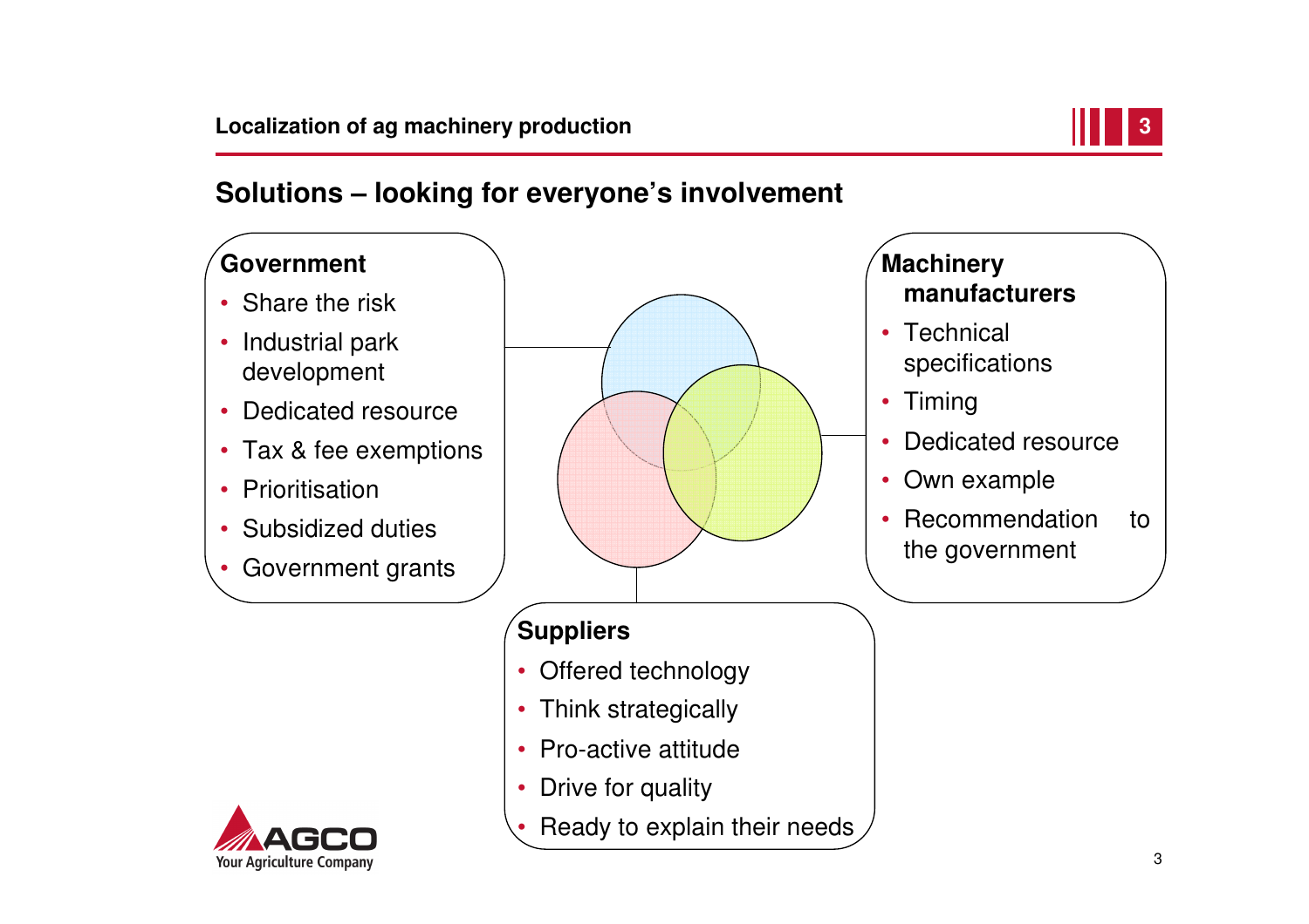## Solutions – looking for everyone's involvement

**Government**

- Share the risk
- Industrial park development
- Dedicated resource
- Tax & fee exemptions
- Prioritisation
- Subsidized duties
- Government grants

**Machinery manufacturers**

- Technical specifications
- Timing
- Dedicated resource
- Own example
- Recommendation to the government

**Suppliers**

- Offered technology
- Think strategically
- Pro-active attitude
- Drive for quality
- Ready to explain their needs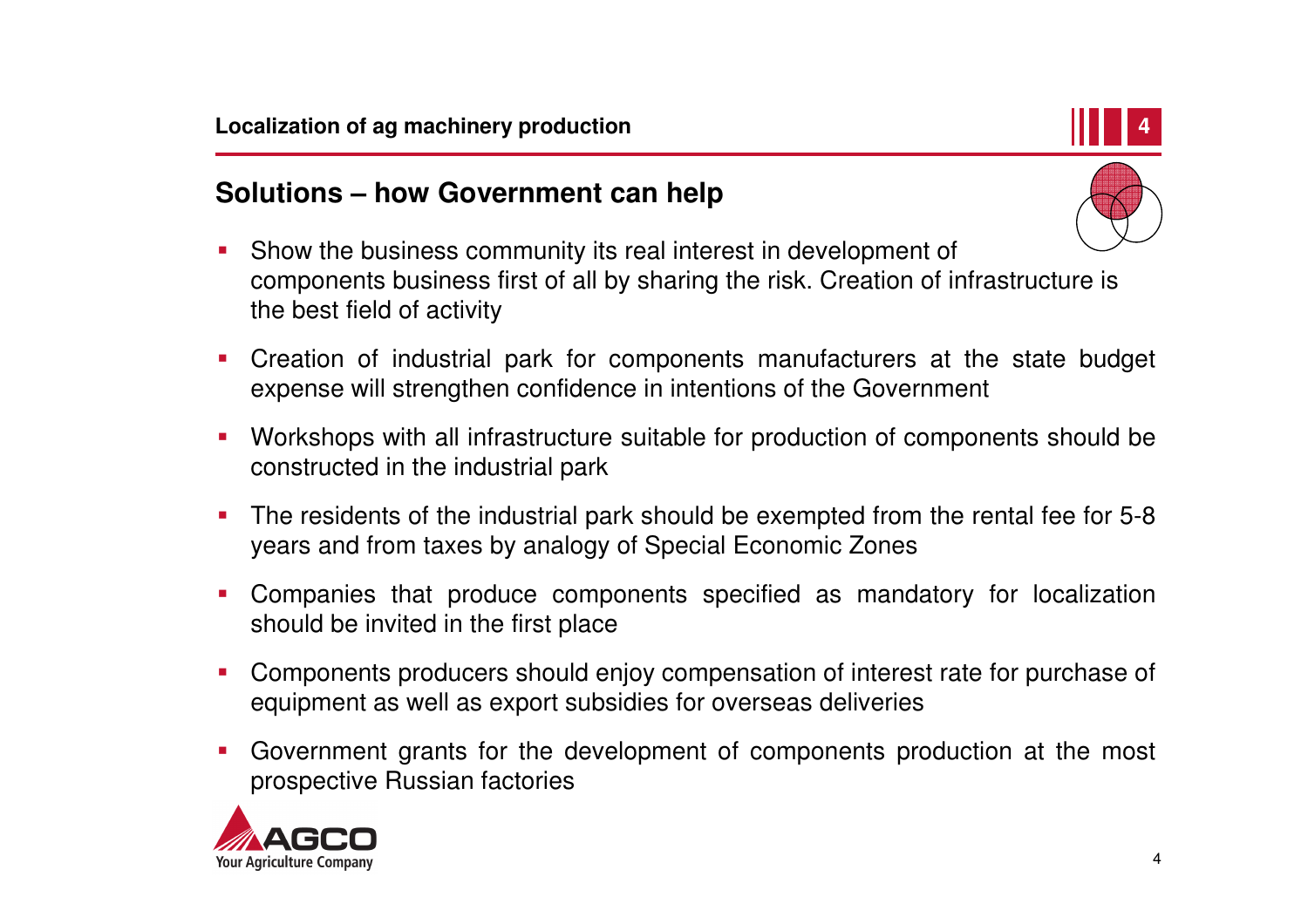Localization of ag machinery production

## Solutions – how Government can help

- Show the business community its real interest in development of components business first of all by sharing the risk. Creation of infrastructure is the best field of activity
- Creation of industrial park for components manufacturers at the state budget expense will strengthen confidence in intentions of the Government
- Workshops with all infrastructure suitable for production of components should be constructed in the industrial park
- The residents of the industrial park should be exempted from the rental fee for 5-8 years and from taxes by analogy of Special Economic Zones
- Companies that produce components specified as mandatory for localization should be invited in the first place
- Components producers should enjoy compensation of interest rate for purchase of equipment as well as export subsidies for overseas deliveries
- Government grants for the development of components production at the most prospective Russian factories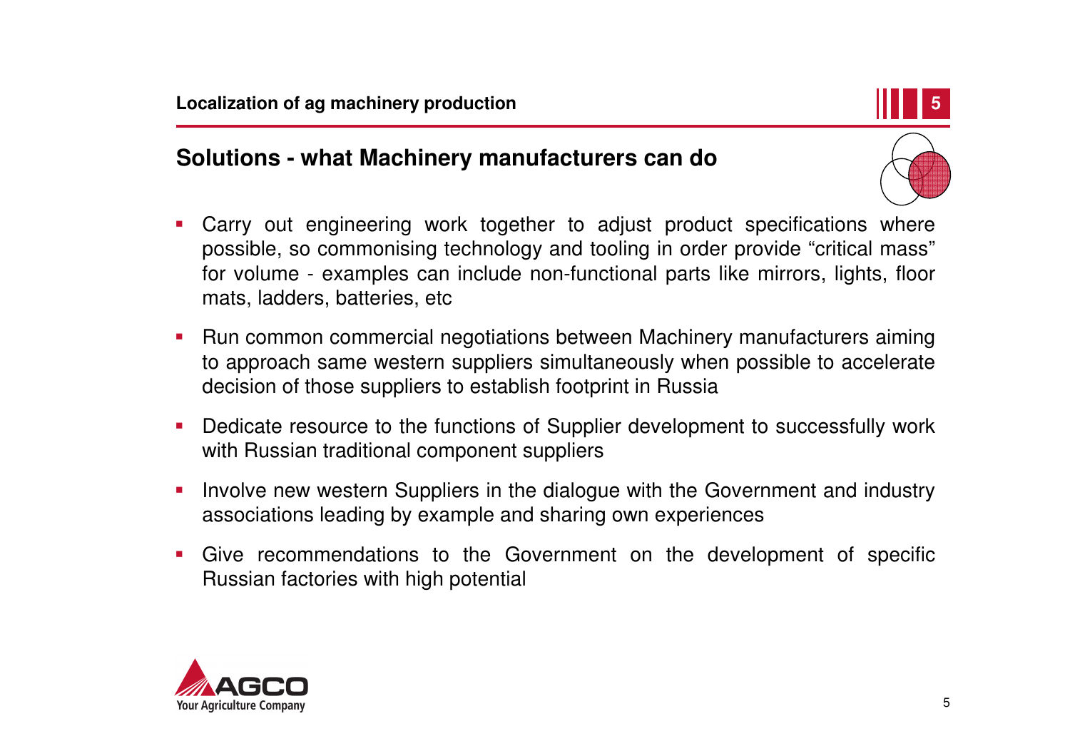## Solutions - what Machinery manufacturers can do

- Carry out engineering work together to adjust product specifications where possible, so commonising technology and tooling in order provide "critical mass" for volume - examples can include non-functional parts like mirrors, lights, floor mats, ladders, batteries, etc
- Run common commercial negotiations between Machinery manufacturers aiming to approach same western suppliers simultaneously when possible to accelerate decision of those suppliers to establish footprint in Russia
- Dedicate resource to the functions of Supplier development to successfully work with Russian traditional component suppliers
- Involve new western Suppliers in the dialogue with the Government and industry associations leading by example and sharing own experiences
- Give recommendations to the Government on the development of specific Russian factories with high potential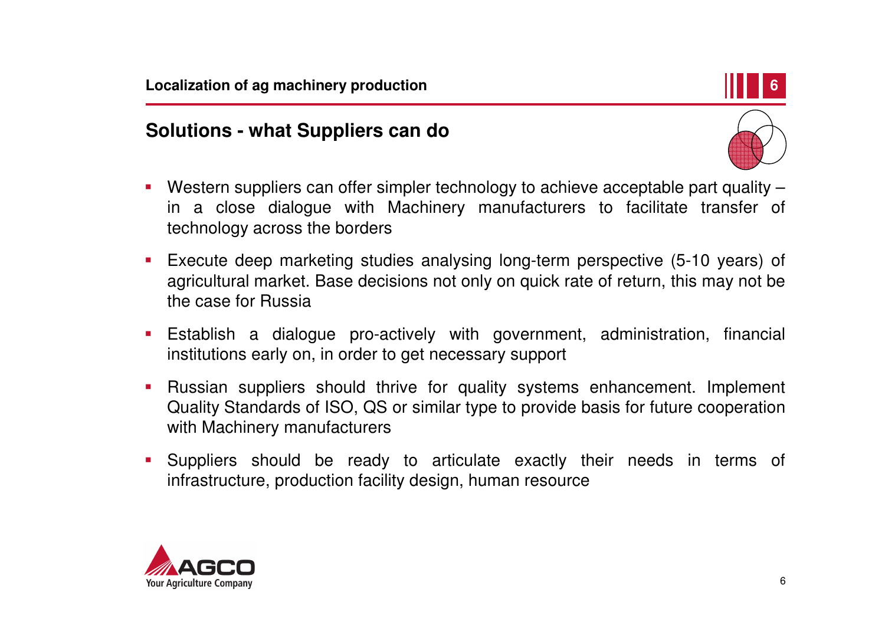## Solutions - what Suppliers can do

- Western suppliers can offer simpler technology to achieve acceptable part quality – in a close dialogue with Machinery manufacturers to facilitate transfer of technology across the borders
- Execute deep marketing studies analysing long-term perspective (5-10 years) of agricultural market. Base decisions not only on quick rate of return, this may not be the case for Russia
- Establish a dialogue pro-actively with government, administration, financial institutions early on, in order to get necessary support
- Russian suppliers should thrive for quality systems enhancement. Implement Quality Standards of ISO, QS or similar type to provide basis for future cooperation with Machinery manufacturers
- Suppliers should be ready to articulate exactly their needs in terms of infrastructure, production facility design, human resource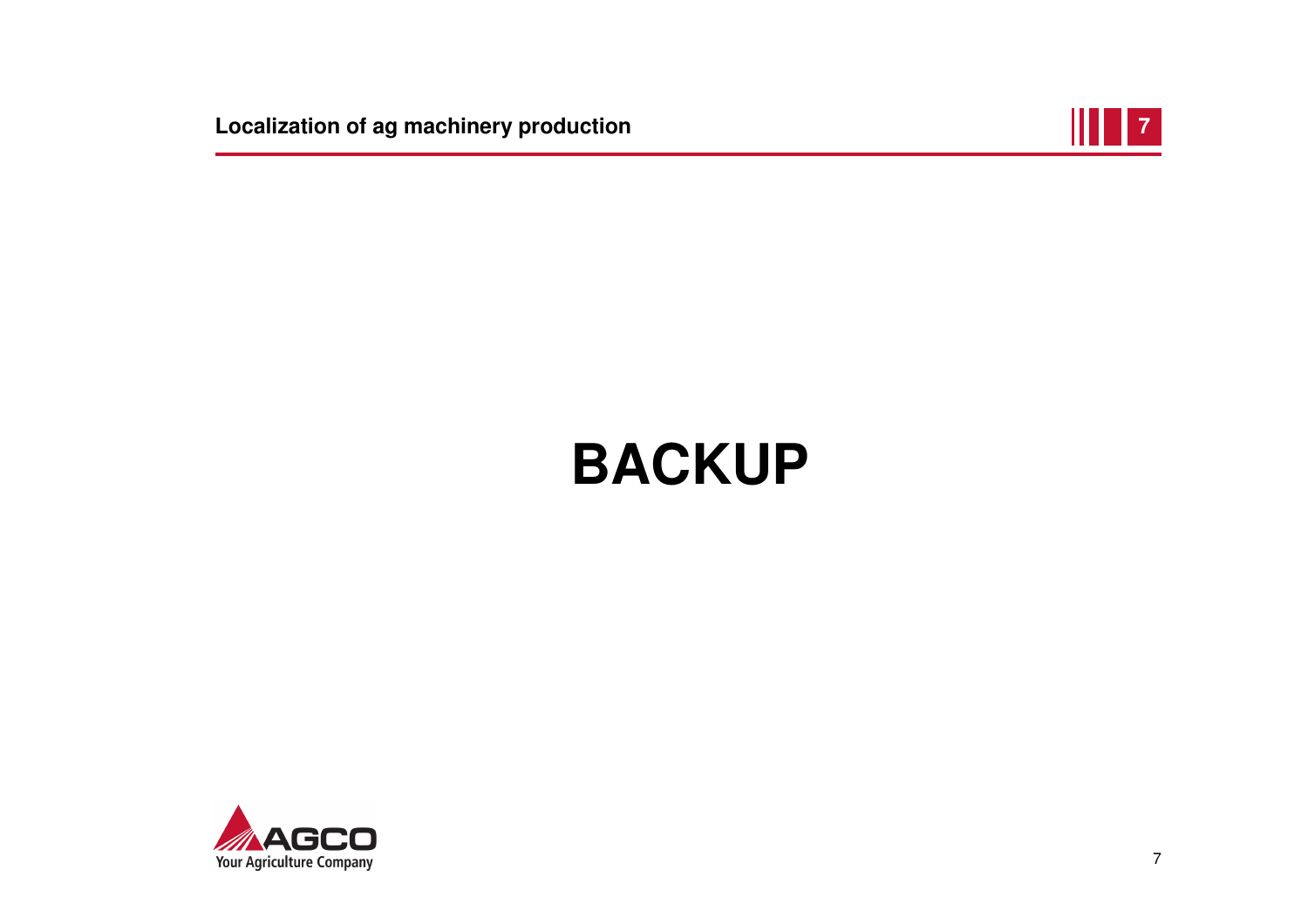# BACKUP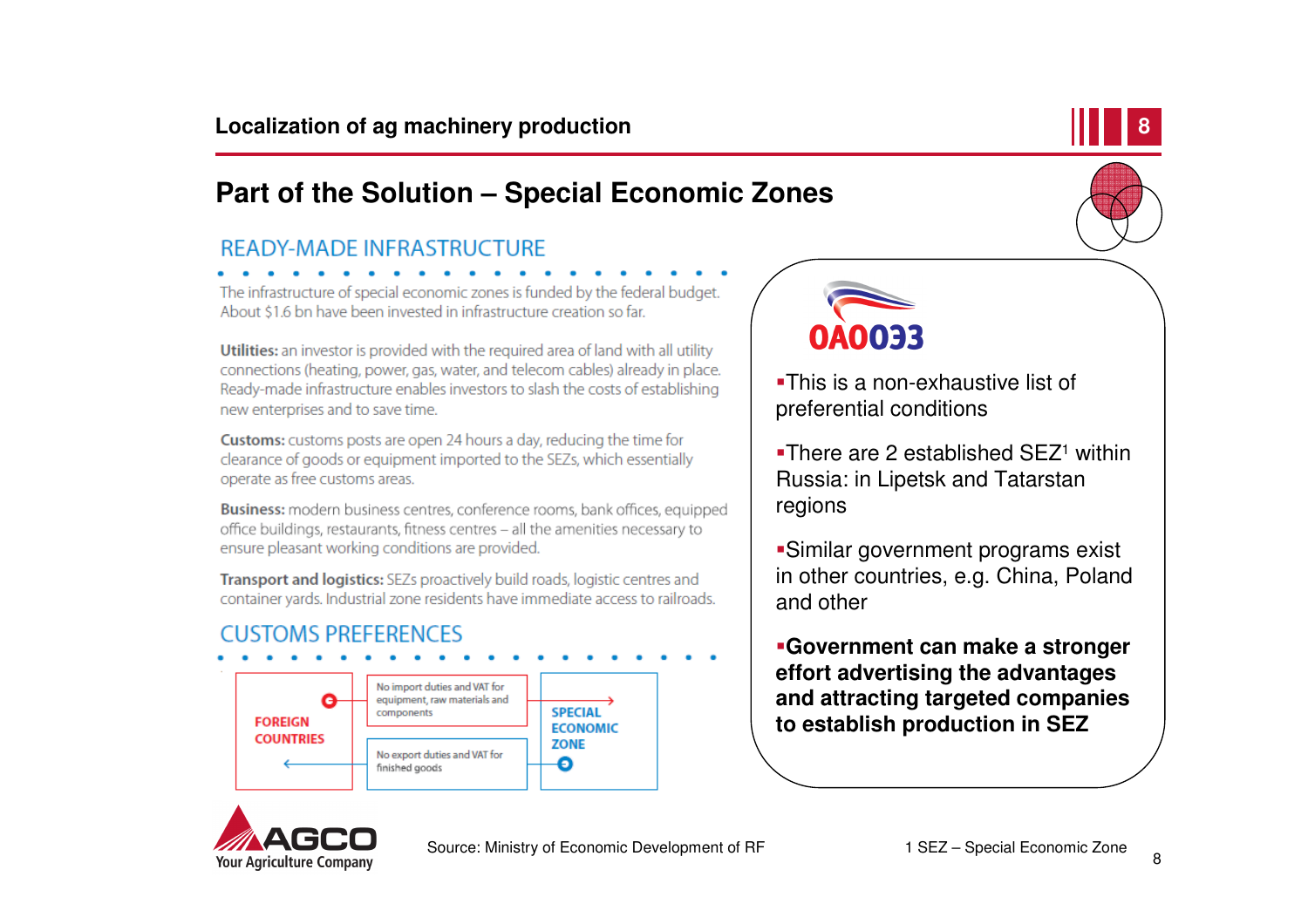## Part of the Solution – Special Economic Zones

### READY-MADE INFRASTRUCTURE

The infrastructure of special economic zones is funded by the federal budget. About $1.6 bn have been invested in infrastructure creation so far.

**Utilities:** an investor is provided with the required area of land with all utility connections (heating, power, gas, water, and telecom cables) already in place. Ready-made infrastructure enables investors to slash the costs of establishing new enterprises and to save time.

**Customs:** customs posts are open 24 hours a day, reducing the time for clearance of goods or equipment imported to the SEZs, which essentially operate as free customs areas.

**Business:** modern business centres, conference rooms, bank offices, equipped office buildings, restaurants, fitness centres – all the amenities necessary to ensure pleasant working conditions are provided.

**Transport and logistics:** SEZs proactively build roads, logistic centres and container yards. Industrial zone residents have immediate access to railroads.

### CUSTOMS PREFERENCES

FOREIGN COUNTRIES

No import duties and VAT for equipment, raw materials and components

No export duties and VAT for finished goods

SPECIAL ECONOMIC ZONE

ОАОЭЗ

- This is a non-exhaustive list of preferential conditions
- There are 2 established SEZ[1] within Russia: in Lipetsk and Tatarstan regions
- Similar government programs exist in other countries, e.g. China, Poland and other
- **Government can make a stronger effort advertising the advantages and attracting targeted companies to establish production in SEZ**

Source: Ministry of Economic Development of RF

1 SEZ – Special Economic Zone